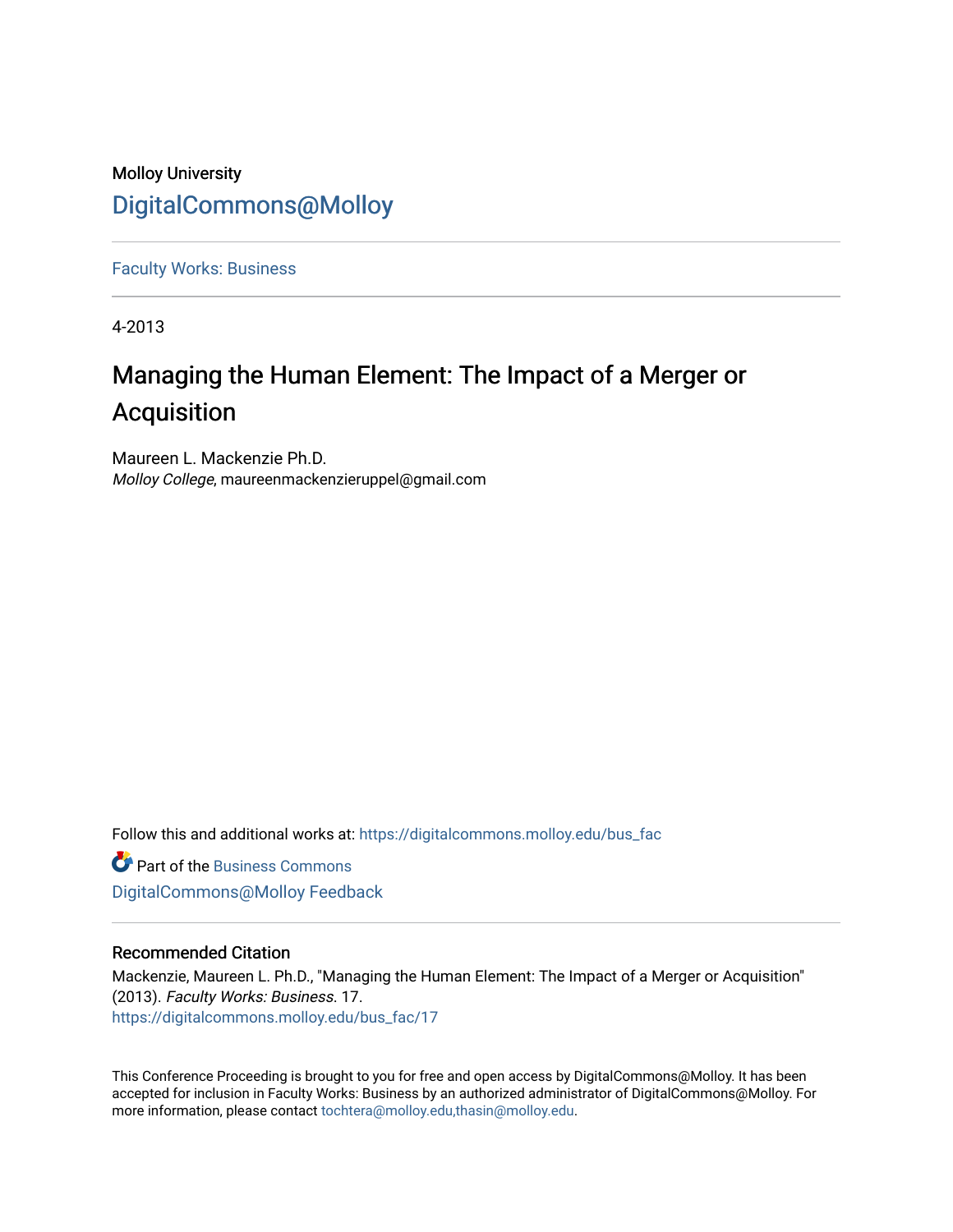Molloy University

DigitalCommons@Molloy

Faculty Works: Business

4-2013

# Managing the Human Element: The Impact of a Merger or Acquisition

Maureen L. Mackenzie Ph.D.
*Molloy College*, maureenmackenzieruppel@gmail.com

Follow this and additional works at: https://digitalcommons.molloy.edu/bus_fac

Part of the Business Commons

DigitalCommons@Molloy Feedback

## Recommended Citation

Mackenzie, Maureen L. Ph.D., "Managing the Human Element: The Impact of a Merger or Acquisition" (2013). *Faculty Works: Business*. 17.
https://digitalcommons.molloy.edu/bus_fac/17

This Conference Proceeding is brought to you for free and open access by DigitalCommons@Molloy. It has been accepted for inclusion in Faculty Works: Business by an authorized administrator of DigitalCommons@Molloy. For more information, please contact tochtera@molloy.edu,thasin@molloy.edu.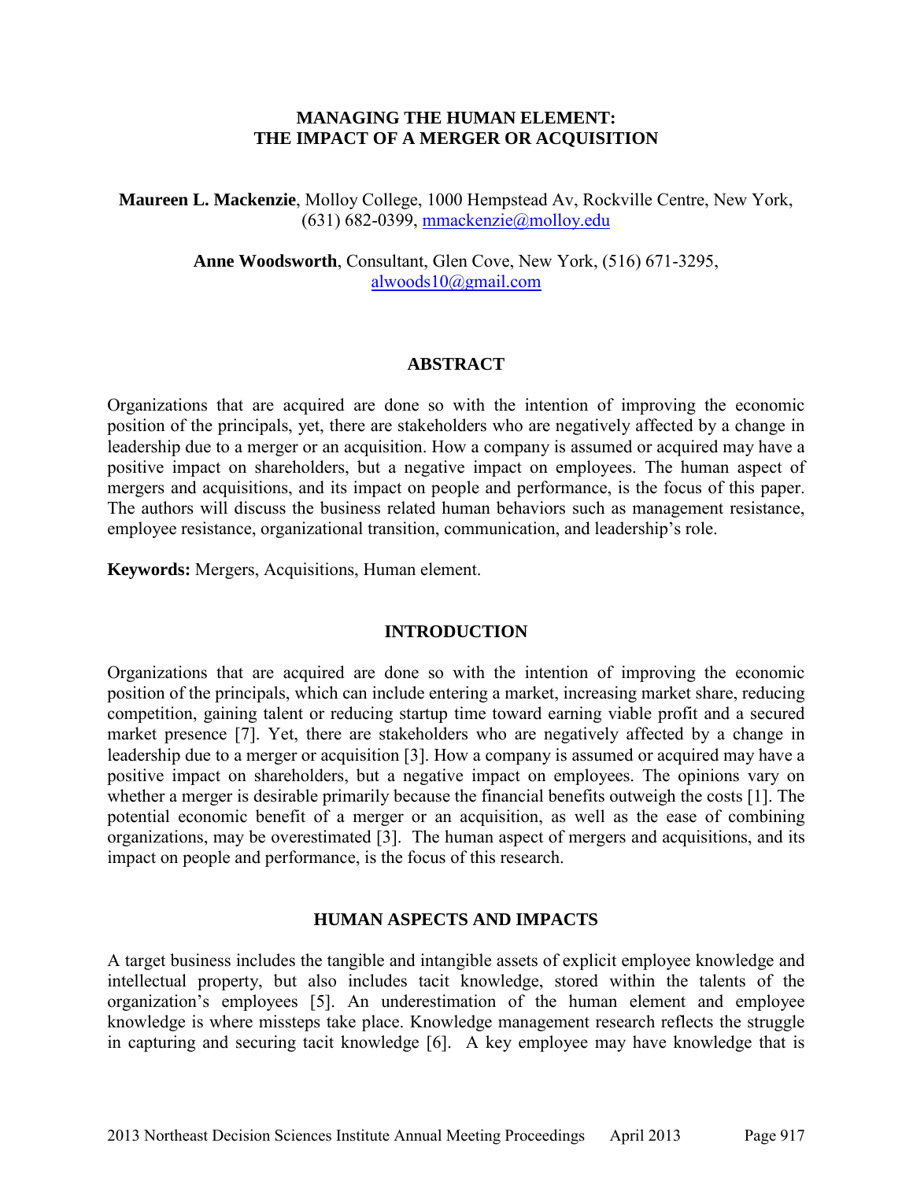# MANAGING THE HUMAN ELEMENT: THE IMPACT OF A MERGER OR ACQUISITION

**Maureen L. Mackenzie**, Molloy College, 1000 Hempstead Av, Rockville Centre, New York, (631) 682-0399, mmackenzie@molloy.edu

**Anne Woodsworth**, Consultant, Glen Cove, New York, (516) 671-3295, alwoods10@gmail.com

## ABSTRACT

Organizations that are acquired are done so with the intention of improving the economic position of the principals, yet, there are stakeholders who are negatively affected by a change in leadership due to a merger or an acquisition. How a company is assumed or acquired may have a positive impact on shareholders, but a negative impact on employees. The human aspect of mergers and acquisitions, and its impact on people and performance, is the focus of this paper. The authors will discuss the business related human behaviors such as management resistance, employee resistance, organizational transition, communication, and leadership's role.

**Keywords:** Mergers, Acquisitions, Human element.

## INTRODUCTION

Organizations that are acquired are done so with the intention of improving the economic position of the principals, which can include entering a market, increasing market share, reducing competition, gaining talent or reducing startup time toward earning viable profit and a secured market presence [7]. Yet, there are stakeholders who are negatively affected by a change in leadership due to a merger or acquisition [3]. How a company is assumed or acquired may have a positive impact on shareholders, but a negative impact on employees. The opinions vary on whether a merger is desirable primarily because the financial benefits outweigh the costs [1]. The potential economic benefit of a merger or an acquisition, as well as the ease of combining organizations, may be overestimated [3]. The human aspect of mergers and acquisitions, and its impact on people and performance, is the focus of this research.

## HUMAN ASPECTS AND IMPACTS

A target business includes the tangible and intangible assets of explicit employee knowledge and intellectual property, but also includes tacit knowledge, stored within the talents of the organization's employees [5]. An underestimation of the human element and employee knowledge is where missteps take place. Knowledge management research reflects the struggle in capturing and securing tacit knowledge [6]. A key employee may have knowledge that is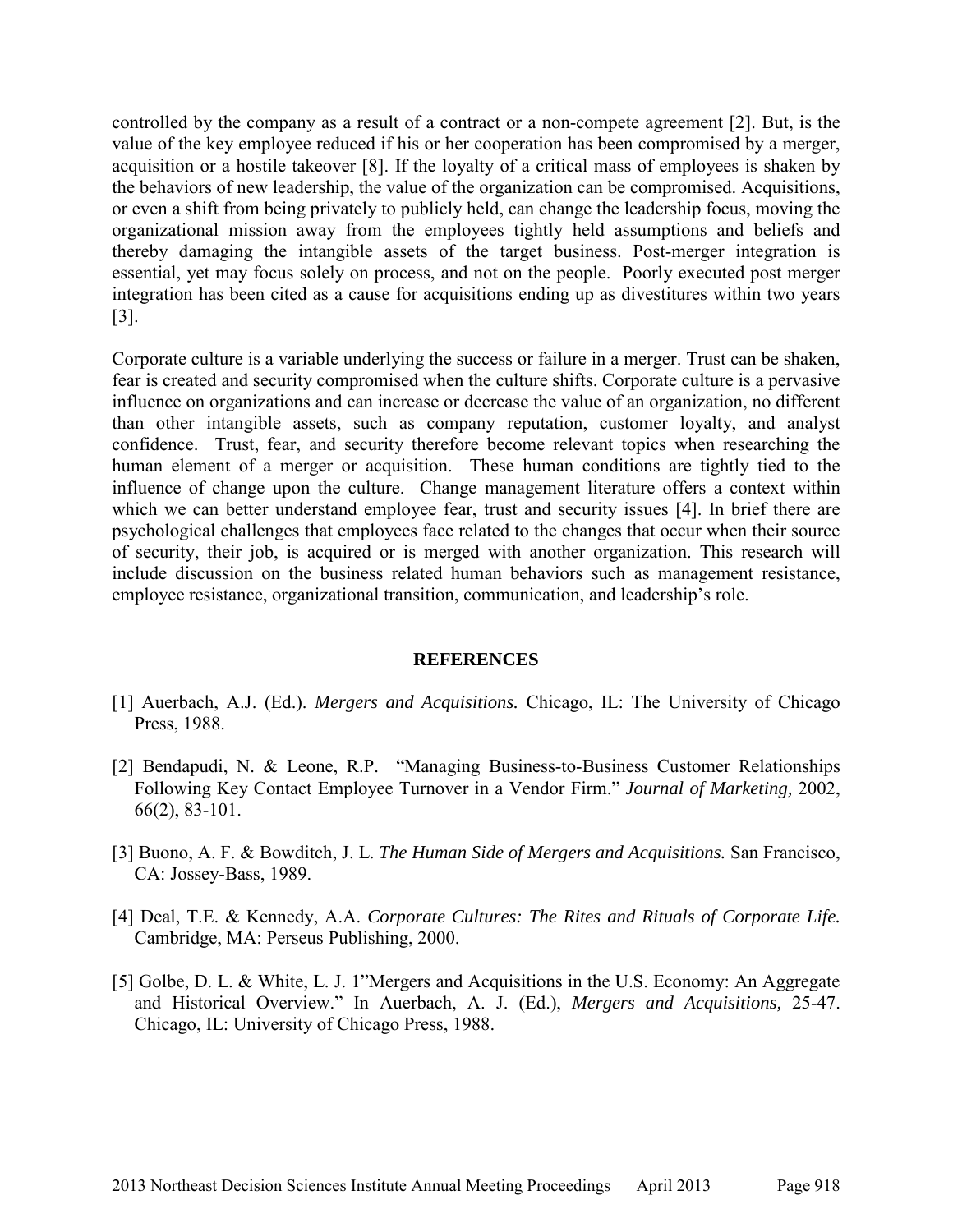controlled by the company as a result of a contract or a non-compete agreement [2]. But, is the value of the key employee reduced if his or her cooperation has been compromised by a merger, acquisition or a hostile takeover [8]. If the loyalty of a critical mass of employees is shaken by the behaviors of new leadership, the value of the organization can be compromised. Acquisitions, or even a shift from being privately to publicly held, can change the leadership focus, moving the organizational mission away from the employees tightly held assumptions and beliefs and thereby damaging the intangible assets of the target business. Post-merger integration is essential, yet may focus solely on process, and not on the people. Poorly executed post merger integration has been cited as a cause for acquisitions ending up as divestitures within two years [3].

Corporate culture is a variable underlying the success or failure in a merger. Trust can be shaken, fear is created and security compromised when the culture shifts. Corporate culture is a pervasive influence on organizations and can increase or decrease the value of an organization, no different than other intangible assets, such as company reputation, customer loyalty, and analyst confidence. Trust, fear, and security therefore become relevant topics when researching the human element of a merger or acquisition. These human conditions are tightly tied to the influence of change upon the culture. Change management literature offers a context within which we can better understand employee fear, trust and security issues [4]. In brief there are psychological challenges that employees face related to the changes that occur when their source of security, their job, is acquired or is merged with another organization. This research will include discussion on the business related human behaviors such as management resistance, employee resistance, organizational transition, communication, and leadership's role.

## REFERENCES

[1] Auerbach, A.J. (Ed.). *Mergers and Acquisitions.* Chicago, IL: The University of Chicago Press, 1988.

[2] Bendapudi, N. & Leone, R.P. "Managing Business-to-Business Customer Relationships Following Key Contact Employee Turnover in a Vendor Firm." *Journal of Marketing,* 2002, 66(2), 83-101.

[3] Buono, A. F. & Bowditch, J. L. *The Human Side of Mergers and Acquisitions.* San Francisco, CA: Jossey-Bass, 1989.

[4] Deal, T.E. & Kennedy, A.A. *Corporate Cultures: The Rites and Rituals of Corporate Life.* Cambridge, MA: Perseus Publishing, 2000.

[5] Golbe, D. L. & White, L. J. 1"Mergers and Acquisitions in the U.S. Economy: An Aggregate and Historical Overview." In Auerbach, A. J. (Ed.), *Mergers and Acquisitions,* 25-47. Chicago, IL: University of Chicago Press, 1988.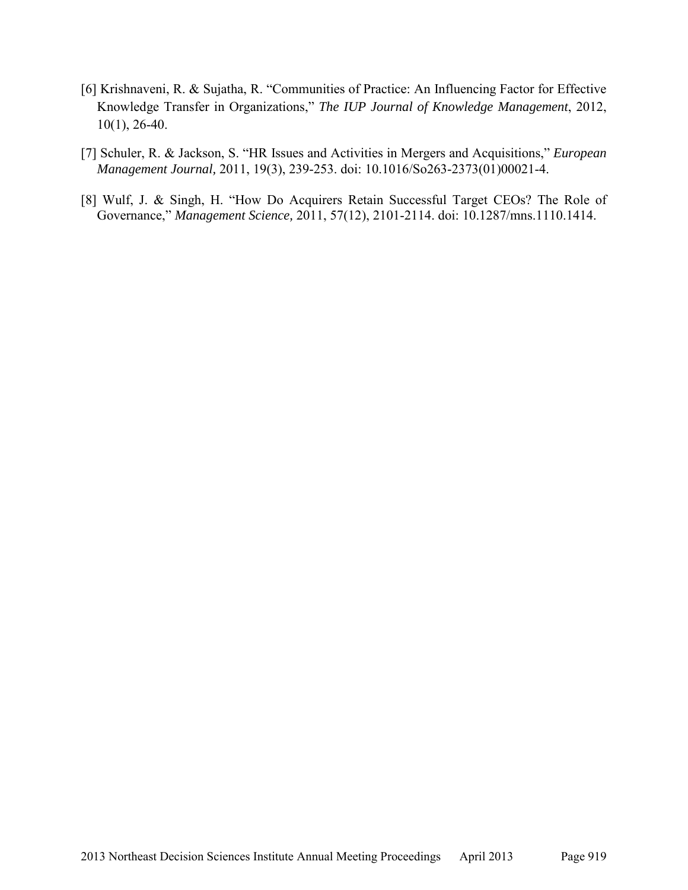[6] Krishnaveni, R. & Sujatha, R. "Communities of Practice: An Influencing Factor for Effective Knowledge Transfer in Organizations," *The IUP Journal of Knowledge Management*, 2012, 10(1), 26-40.

[7] Schuler, R. & Jackson, S. "HR Issues and Activities in Mergers and Acquisitions," *European Management Journal,* 2011, 19(3), 239-253. doi: 10.1016/So263-2373(01)00021-4.

[8] Wulf, J. & Singh, H. "How Do Acquirers Retain Successful Target CEOs? The Role of Governance," *Management Science,* 2011, 57(12), 2101-2114. doi: 10.1287/mns.1110.1414.